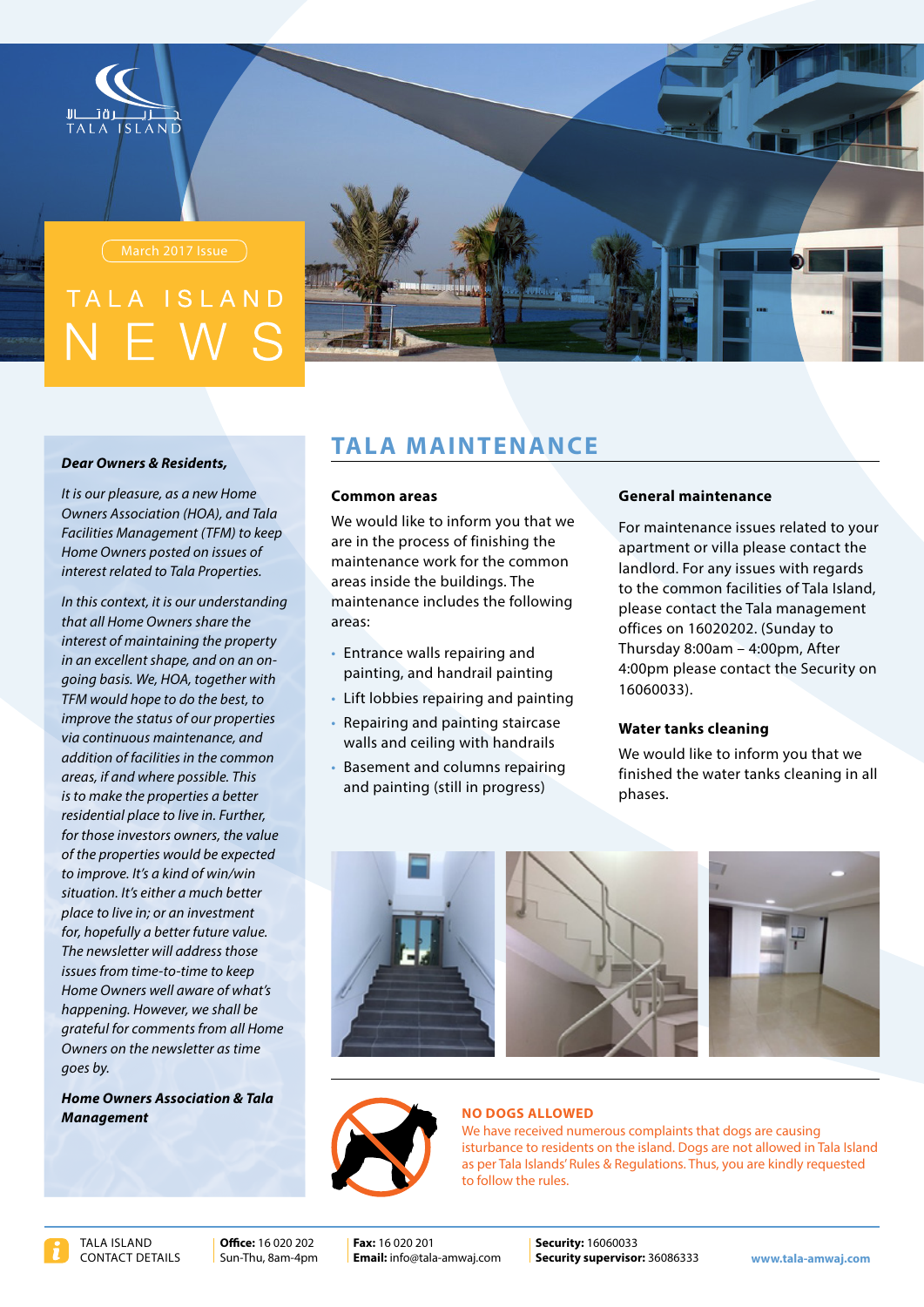TALA ISLAND

March 2017 Issue

# TALA ISLAND NEWS

***Dear Owners & Residents,***

*It is our pleasure, as a new Home Owners Association (HOA), and Tala Facilities Management (TFM) to keep Home Owners posted on issues of interest related to Tala Properties.*

*In this context, it is our understanding that all Home Owners share the interest of maintaining the property in an excellent shape, and on an on-going basis. We, HOA, together with TFM would hope to do the best, to improve the status of our properties via continuous maintenance, and addition of facilities in the common areas, if and where possible. This is to make the properties a better residential place to live in. Further, for those investors owners, the value of the properties would be expected to improve. It's a kind of win/win situation. It's either a much better place to live in; or an investment for, hopefully a better future value. The newsletter will address those issues from time-to-time to keep Home Owners well aware of what's happening. However, we shall be grateful for comments from all Home Owners on the newsletter as time goes by.*

***Home Owners Association & Tala Management***

## TALA MAINTENANCE

### Common areas

We would like to inform you that we are in the process of finishing the maintenance work for the common areas inside the buildings. The maintenance includes the following areas:

- Entrance walls repairing and painting, and handrail painting
- Lift lobbies repairing and painting
- Repairing and painting staircase walls and ceiling with handrails
- Basement and columns repairing and painting (still in progress)

### General maintenance

For maintenance issues related to your apartment or villa please contact the landlord. For any issues with regards to the common facilities of Tala Island, please contact the Tala management offices on 16020202. (Sunday to Thursday 8:00am – 4:00pm, After 4:00pm please contact the Security on 16060033).

### Water tanks cleaning

We would like to inform you that we finished the water tanks cleaning in all phases.

**NO DOGS ALLOWED**

We have received numerous complaints that dogs are causing isturbance to residents on the island. Dogs are not allowed in Tala Island as per Tala Islands' Rules & Regulations. Thus, you are kindly requested to follow the rules.

TALA ISLAND CONTACT DETAILS

**Office:** 16 020 202
Sun-Thu, 8am-4pm

**Fax:** 16 020 201
**Email:** info@tala-amwaj.com

**Security:** 16060033
**Security supervisor:** 36086333

www.tala-amwaj.com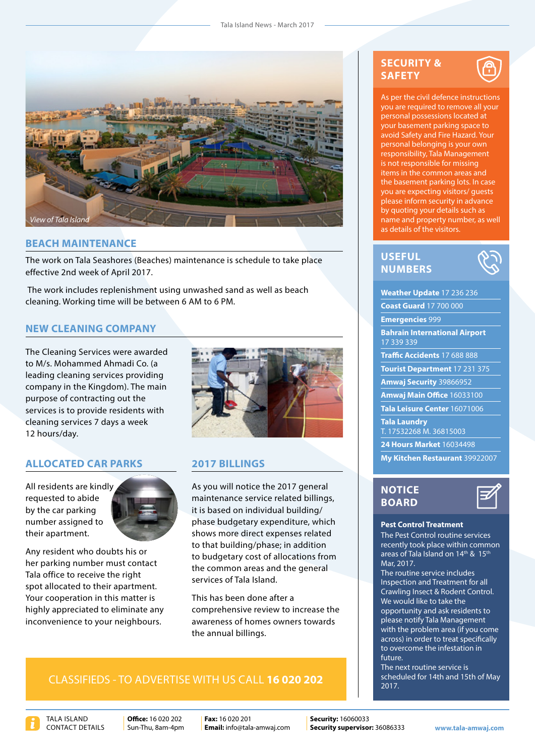*View of Tala Island*

## BEACH MAINTENANCE

The work on Tala Seashores (Beaches) maintenance is schedule to take place effective 2nd week of April 2017.

The work includes replenishment using unwashed sand as well as beach cleaning. Working time will be between 6 AM to 6 PM.

## NEW CLEANING COMPANY

The Cleaning Services were awarded to M/s. Mohammed Ahmadi Co. (a leading cleaning services providing company in the Kingdom). The main purpose of contracting out the services is to provide residents with cleaning services 7 days a week 12 hours/day.

## ALLOCATED CAR PARKS

All residents are kindly requested to abide by the car parking number assigned to their apartment.

Any resident who doubts his or her parking number must contact Tala office to receive the right spot allocated to their apartment. Your cooperation in this matter is highly appreciated to eliminate any inconvenience to your neighbours.

## 2017 BILLINGS

As you will notice the 2017 general maintenance service related billings, it is based on individual building/ phase budgetary expenditure, which shows more direct expenses related to that building/phase; in addition to budgetary cost of allocations from the common areas and the general services of Tala Island.

This has been done after a comprehensive review to increase the awareness of homes owners towards the annual billings.

CLASSIFIEDS - TO ADVERTISE WITH US CALL **16 020 202**

## SECURITY & SAFETY

As per the civil defence instructions you are required to remove all your personal possessions located at your basement parking space to avoid Safety and Fire Hazard. Your personal belonging is your own responsibility, Tala Management is not responsible for missing items in the common areas and the basement parking lots. In case you are expecting visitors/ guests please inform security in advance by quoting your details such as name and property number, as well as details of the visitors.

## USEFUL NUMBERS

**Weather Update** 17 236 236
**Coast Guard** 17 700 000
**Emergencies** 999
**Bahrain International Airport** 17 339 339
**Traffic Accidents** 17 688 888
**Tourist Department** 17 231 375
**Amwaj Security** 39866952
**Amwaj Main Office** 16033100
**Tala Leisure Center** 16071006
**Tala Laundry** T. 17532268 M. 36815003
**24 Hours Market** 16034498
**My Kitchen Restaurant** 39922007

## NOTICE BOARD

**Pest Control Treatment**

The Pest Control routine services recently took place within common areas of Tala Island on 14th & 15th Mar, 2017.

The routine service includes Inspection and Treatment for all Crawling Insect & Rodent Control. We would like to take the opportunity and ask residents to please notify Tala Management with the problem area (if you come across) in order to treat specifically to overcome the infestation in future.

The next routine service is scheduled for 14th and 15th of May 2017.

TALA ISLAND CONTACT DETAILS

**Office:** 16 020 202
Sun-Thu, 8am-4pm

**Fax:** 16 020 201
**Email:** info@tala-amwaj.com

**Security:** 16060033
**Security supervisor:** 36086333

www.tala-amwaj.com